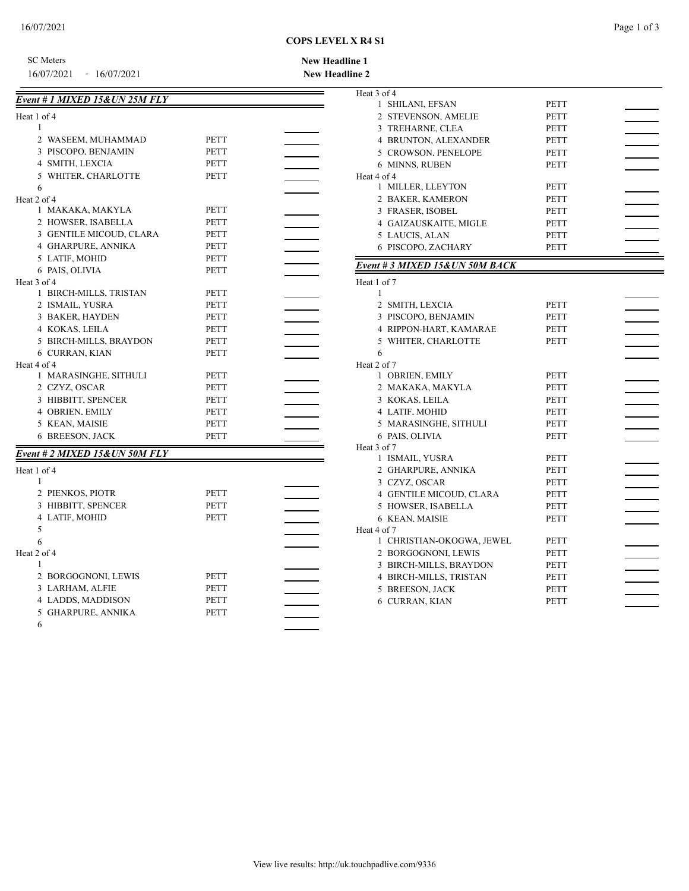# COPS LEVEL X R4 S1

SC Meters
16/07/2021 - 16/07/2021

**New Headline 1**
**New Headline 2**

### *Event # 1 MIXED 15&UN 25M FLY*

Heat 1 of 4

| Lane | Name | Club | Time |
|---|---|---|---|
| 1 | | | |
| 2 | WASEEM, MUHAMMAD | PETT | |
| 3 | PISCOPO, BENJAMIN | PETT | |
| 4 | SMITH, LEXCIA | PETT | |
| 5 | WHITER, CHARLOTTE | PETT | |
| 6 | | | |

Heat 2 of 4

| Lane | Name | Club | Time |
|---|---|---|---|
| 1 | MAKAKA, MAKYLA | PETT | |
| 2 | HOWSER, ISABELLA | PETT | |
| 3 | GENTILE MICOUD, CLARA | PETT | |
| 4 | GHARPURE, ANNIKA | PETT | |
| 5 | LATIF, MOHID | PETT | |
| 6 | PAIS, OLIVIA | PETT | |

Heat 3 of 4

| Lane | Name | Club | Time |
|---|---|---|---|
| 1 | BIRCH-MILLS, TRISTAN | PETT | |
| 2 | ISMAIL, YUSRA | PETT | |
| 3 | BAKER, HAYDEN | PETT | |
| 4 | KOKAS, LEILA | PETT | |
| 5 | BIRCH-MILLS, BRAYDON | PETT | |
| 6 | CURRAN, KIAN | PETT | |

Heat 4 of 4

| Lane | Name | Club | Time |
|---|---|---|---|
| 1 | MARASINGHE, SITHULI | PETT | |
| 2 | CZYZ, OSCAR | PETT | |
| 3 | HIBBITT, SPENCER | PETT | |
| 4 | OBRIEN, EMILY | PETT | |
| 5 | KEAN, MAISIE | PETT | |
| 6 | BREESON, JACK | PETT | |

### *Event # 2 MIXED 15&UN 50M FLY*

Heat 1 of 4

| Lane | Name | Club | Time |
|---|---|---|---|
| 1 | | | |
| 2 | PIENKOS, PIOTR | PETT | |
| 3 | HIBBITT, SPENCER | PETT | |
| 4 | LATIF, MOHID | PETT | |
| 5 | | | |
| 6 | | | |

Heat 2 of 4

| Lane | Name | Club | Time |
|---|---|---|---|
| 1 | | | |
| 2 | BORGOGNONI, LEWIS | PETT | |
| 3 | LARHAM, ALFIE | PETT | |
| 4 | LADDS, MADDISON | PETT | |
| 5 | GHARPURE, ANNIKA | PETT | |
| 6 | | | |

Heat 3 of 4

| Lane | Name | Club | Time |
|---|---|---|---|
| 1 | SHILANI, EFSAN | PETT | |
| 2 | STEVENSON, AMELIE | PETT | |
| 3 | TREHARNE, CLEA | PETT | |
| 4 | BRUNTON, ALEXANDER | PETT | |
| 5 | CROWSON, PENELOPE | PETT | |
| 6 | MINNS, RUBEN | PETT | |

Heat 4 of 4

| Lane | Name | Club | Time |
|---|---|---|---|
| 1 | MILLER, LLEYTON | PETT | |
| 2 | BAKER, KAMERON | PETT | |
| 3 | FRASER, ISOBEL | PETT | |
| 4 | GAIZAUSKAITE, MIGLE | PETT | |
| 5 | LAUCIS, ALAN | PETT | |
| 6 | PISCOPO, ZACHARY | PETT | |

### *Event # 3 MIXED 15&UN 50M BACK*

Heat 1 of 7

| Lane | Name | Club | Time |
|---|---|---|---|
| 1 | | | |
| 2 | SMITH, LEXCIA | PETT | |
| 3 | PISCOPO, BENJAMIN | PETT | |
| 4 | RIPPON-HART, KAMARAE | PETT | |
| 5 | WHITER, CHARLOTTE | PETT | |
| 6 | | | |

Heat 2 of 7

| Lane | Name | Club | Time |
|---|---|---|---|
| 1 | OBRIEN, EMILY | PETT | |
| 2 | MAKAKA, MAKYLA | PETT | |
| 3 | KOKAS, LEILA | PETT | |
| 4 | LATIF, MOHID | PETT | |
| 5 | MARASINGHE, SITHULI | PETT | |
| 6 | PAIS, OLIVIA | PETT | |

Heat 3 of 7

| Lane | Name | Club | Time |
|---|---|---|---|
| 1 | ISMAIL, YUSRA | PETT | |
| 2 | GHARPURE, ANNIKA | PETT | |
| 3 | CZYZ, OSCAR | PETT | |
| 4 | GENTILE MICOUD, CLARA | PETT | |
| 5 | HOWSER, ISABELLA | PETT | |
| 6 | KEAN, MAISIE | PETT | |

Heat 4 of 7

| Lane | Name | Club | Time |
|---|---|---|---|
| 1 | CHRISTIAN-OKOGWA, JEWEL | PETT | |
| 2 | BORGOGNONI, LEWIS | PETT | |
| 3 | BIRCH-MILLS, BRAYDON | PETT | |
| 4 | BIRCH-MILLS, TRISTAN | PETT | |
| 5 | BREESON, JACK | PETT | |
| 6 | CURRAN, KIAN | PETT | |

View live results: http://uk.touchpadlive.com/9336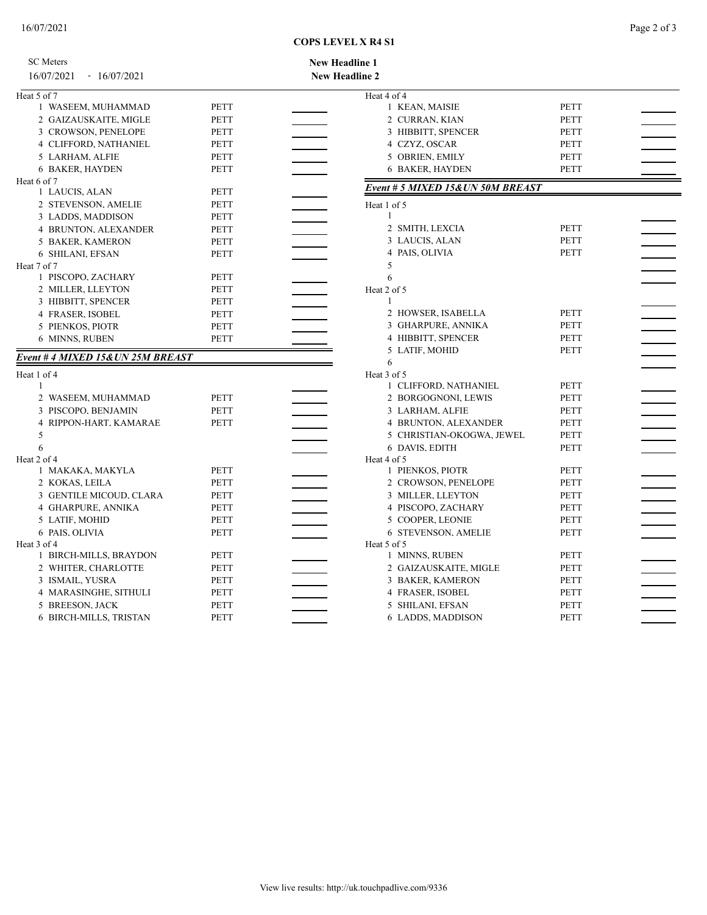**COPS LEVEL X R4 S1**

SC Meters
16/07/2021 - 16/07/2021

**New Headline 1**
**New Headline 2**

Heat 5 of 7

| Lane | Name | Club | Time |
|---|---|---|---|
| 1 | WASEEM, MUHAMMAD | PETT | |
| 2 | GAIZAUSKAITE, MIGLE | PETT | |
| 3 | CROWSON, PENELOPE | PETT | |
| 4 | CLIFFORD, NATHANIEL | PETT | |
| 5 | LARHAM, ALFIE | PETT | |
| 6 | BAKER, HAYDEN | PETT | |

Heat 6 of 7

| Lane | Name | Club | Time |
|---|---|---|---|
| 1 | LAUCIS, ALAN | PETT | |
| 2 | STEVENSON, AMELIE | PETT | |
| 3 | LADDS, MADDISON | PETT | |
| 4 | BRUNTON, ALEXANDER | PETT | |
| 5 | BAKER, KAMERON | PETT | |
| 6 | SHILANI, EFSAN | PETT | |

Heat 7 of 7

| Lane | Name | Club | Time |
|---|---|---|---|
| 1 | PISCOPO, ZACHARY | PETT | |
| 2 | MILLER, LLEYTON | PETT | |
| 3 | HIBBITT, SPENCER | PETT | |
| 4 | FRASER, ISOBEL | PETT | |
| 5 | PIENKOS, PIOTR | PETT | |
| 6 | MINNS, RUBEN | PETT | |

## *Event # 4 MIXED 15&UN 25M BREAST*

Heat 1 of 4

| Lane | Name | Club | Time |
|---|---|---|---|
| 1 | | | |
| 2 | WASEEM, MUHAMMAD | PETT | |
| 3 | PISCOPO, BENJAMIN | PETT | |
| 4 | RIPPON-HART, KAMARAE | PETT | |
| 5 | | | |
| 6 | | | |

Heat 2 of 4

| Lane | Name | Club | Time |
|---|---|---|---|
| 1 | MAKAKA, MAKYLA | PETT | |
| 2 | KOKAS, LEILA | PETT | |
| 3 | GENTILE MICOUD, CLARA | PETT | |
| 4 | GHARPURE, ANNIKA | PETT | |
| 5 | LATIF, MOHID | PETT | |
| 6 | PAIS, OLIVIA | PETT | |

Heat 3 of 4

| Lane | Name | Club | Time |
|---|---|---|---|
| 1 | BIRCH-MILLS, BRAYDON | PETT | |
| 2 | WHITER, CHARLOTTE | PETT | |
| 3 | ISMAIL, YUSRA | PETT | |
| 4 | MARASINGHE, SITHULI | PETT | |
| 5 | BREESON, JACK | PETT | |
| 6 | BIRCH-MILLS, TRISTAN | PETT | |

Heat 4 of 4

| Lane | Name | Club | Time |
|---|---|---|---|
| 1 | KEAN, MAISIE | PETT | |
| 2 | CURRAN, KIAN | PETT | |
| 3 | HIBBITT, SPENCER | PETT | |
| 4 | CZYZ, OSCAR | PETT | |
| 5 | OBRIEN, EMILY | PETT | |
| 6 | BAKER, HAYDEN | PETT | |

## *Event # 5 MIXED 15&UN 50M BREAST*

Heat 1 of 5

| Lane | Name | Club | Time |
|---|---|---|---|
| 1 | | | |
| 2 | SMITH, LEXCIA | PETT | |
| 3 | LAUCIS, ALAN | PETT | |
| 4 | PAIS, OLIVIA | PETT | |
| 5 | | | |
| 6 | | | |

Heat 2 of 5

| Lane | Name | Club | Time |
|---|---|---|---|
| 1 | | | |
| 2 | HOWSER, ISABELLA | PETT | |
| 3 | GHARPURE, ANNIKA | PETT | |
| 4 | HIBBITT, SPENCER | PETT | |
| 5 | LATIF, MOHID | PETT | |
| 6 | | | |

Heat 3 of 5

| Lane | Name | Club | Time |
|---|---|---|---|
| 1 | CLIFFORD, NATHANIEL | PETT | |
| 2 | BORGOGNONI, LEWIS | PETT | |
| 3 | LARHAM, ALFIE | PETT | |
| 4 | BRUNTON, ALEXANDER | PETT | |
| 5 | CHRISTIAN-OKOGWA, JEWEL | PETT | |
| 6 | DAVIS, EDITH | PETT | |

Heat 4 of 5

| Lane | Name | Club | Time |
|---|---|---|---|
| 1 | PIENKOS, PIOTR | PETT | |
| 2 | CROWSON, PENELOPE | PETT | |
| 3 | MILLER, LLEYTON | PETT | |
| 4 | PISCOPO, ZACHARY | PETT | |
| 5 | COOPER, LEONIE | PETT | |
| 6 | STEVENSON, AMELIE | PETT | |

Heat 5 of 5

| Lane | Name | Club | Time |
|---|---|---|---|
| 1 | MINNS, RUBEN | PETT | |
| 2 | GAIZAUSKAITE, MIGLE | PETT | |
| 3 | BAKER, KAMERON | PETT | |
| 4 | FRASER, ISOBEL | PETT | |
| 5 | SHILANI, EFSAN | PETT | |
| 6 | LADDS, MADDISON | PETT | |

View live results: http://uk.touchpadlive.com/9336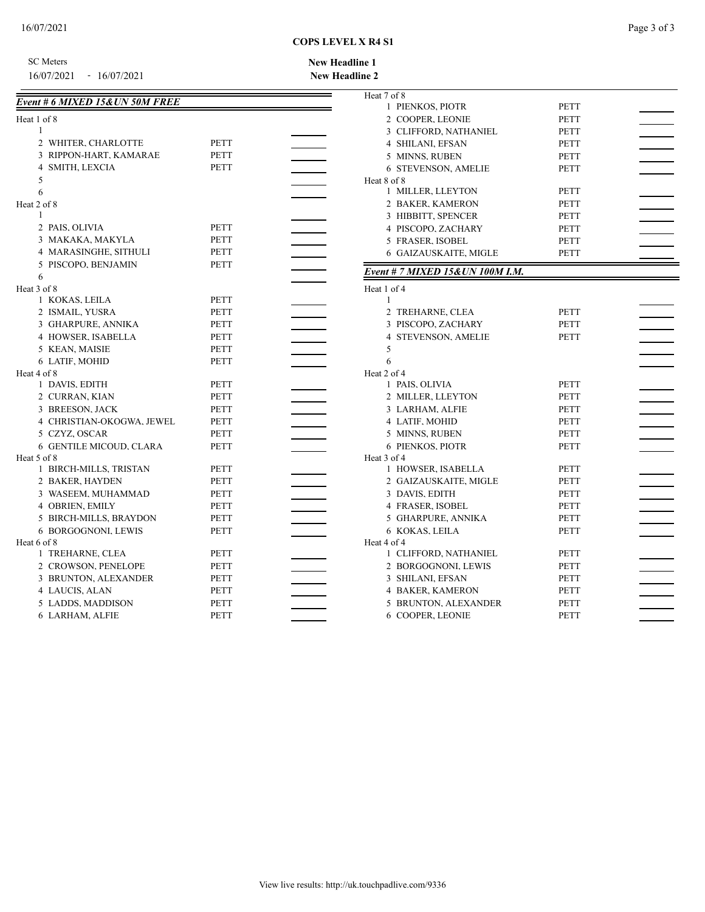**COPS LEVEL X R4 S1**

SC Meters
16/07/2021 - 16/07/2021

**New Headline 1**
**New Headline 2**

### *Event # 6 MIXED 15&UN 50M FREE*

Heat 1 of 8

| Lane | Name | Team | Time |
|---|---|---|---|
| 1 | | | |
| 2 | WHITER, CHARLOTTE | PETT | |
| 3 | RIPPON-HART, KAMARAE | PETT | |
| 4 | SMITH, LEXCIA | PETT | |
| 5 | | | |
| 6 | | | |

Heat 2 of 8

| Lane | Name | Team | Time |
|---|---|---|---|
| 1 | | | |
| 2 | PAIS, OLIVIA | PETT | |
| 3 | MAKAKA, MAKYLA | PETT | |
| 4 | MARASINGHE, SITHULI | PETT | |
| 5 | PISCOPO, BENJAMIN | PETT | |
| 6 | | | |

Heat 3 of 8

| Lane | Name | Team | Time |
|---|---|---|---|
| 1 | KOKAS, LEILA | PETT | |
| 2 | ISMAIL, YUSRA | PETT | |
| 3 | GHARPURE, ANNIKA | PETT | |
| 4 | HOWSER, ISABELLA | PETT | |
| 5 | KEAN, MAISIE | PETT | |
| 6 | LATIF, MOHID | PETT | |

Heat 4 of 8

| Lane | Name | Team | Time |
|---|---|---|---|
| 1 | DAVIS, EDITH | PETT | |
| 2 | CURRAN, KIAN | PETT | |
| 3 | BREESON, JACK | PETT | |
| 4 | CHRISTIAN-OKOGWA, JEWEL | PETT | |
| 5 | CZYZ, OSCAR | PETT | |
| 6 | GENTILE MICOUD, CLARA | PETT | |

Heat 5 of 8

| Lane | Name | Team | Time |
|---|---|---|---|
| 1 | BIRCH-MILLS, TRISTAN | PETT | |
| 2 | BAKER, HAYDEN | PETT | |
| 3 | WASEEM, MUHAMMAD | PETT | |
| 4 | OBRIEN, EMILY | PETT | |
| 5 | BIRCH-MILLS, BRAYDON | PETT | |
| 6 | BORGOGNONI, LEWIS | PETT | |

Heat 6 of 8

| Lane | Name | Team | Time |
|---|---|---|---|
| 1 | TREHARNE, CLEA | PETT | |
| 2 | CROWSON, PENELOPE | PETT | |
| 3 | BRUNTON, ALEXANDER | PETT | |
| 4 | LAUCIS, ALAN | PETT | |
| 5 | LADDS, MADDISON | PETT | |
| 6 | LARHAM, ALFIE | PETT | |

Heat 7 of 8

| Lane | Name | Team | Time |
|---|---|---|---|
| 1 | PIENKOS, PIOTR | PETT | |
| 2 | COOPER, LEONIE | PETT | |
| 3 | CLIFFORD, NATHANIEL | PETT | |
| 4 | SHILANI, EFSAN | PETT | |
| 5 | MINNS, RUBEN | PETT | |
| 6 | STEVENSON, AMELIE | PETT | |

Heat 8 of 8

| Lane | Name | Team | Time |
|---|---|---|---|
| 1 | MILLER, LLEYTON | PETT | |
| 2 | BAKER, KAMERON | PETT | |
| 3 | HIBBITT, SPENCER | PETT | |
| 4 | PISCOPO, ZACHARY | PETT | |
| 5 | FRASER, ISOBEL | PETT | |
| 6 | GAIZAUSKAITE, MIGLE | PETT | |

### *Event # 7 MIXED 15&UN 100M I.M.*

Heat 1 of 4

| Lane | Name | Team | Time |
|---|---|---|---|
| 1 | | | |
| 2 | TREHARNE, CLEA | PETT | |
| 3 | PISCOPO, ZACHARY | PETT | |
| 4 | STEVENSON, AMELIE | PETT | |
| 5 | | | |
| 6 | | | |

Heat 2 of 4

| Lane | Name | Team | Time |
|---|---|---|---|
| 1 | PAIS, OLIVIA | PETT | |
| 2 | MILLER, LLEYTON | PETT | |
| 3 | LARHAM, ALFIE | PETT | |
| 4 | LATIF, MOHID | PETT | |
| 5 | MINNS, RUBEN | PETT | |
| 6 | PIENKOS, PIOTR | PETT | |

Heat 3 of 4

| Lane | Name | Team | Time |
|---|---|---|---|
| 1 | HOWSER, ISABELLA | PETT | |
| 2 | GAIZAUSKAITE, MIGLE | PETT | |
| 3 | DAVIS, EDITH | PETT | |
| 4 | FRASER, ISOBEL | PETT | |
| 5 | GHARPURE, ANNIKA | PETT | |
| 6 | KOKAS, LEILA | PETT | |

Heat 4 of 4

| Lane | Name | Team | Time |
|---|---|---|---|
| 1 | CLIFFORD, NATHANIEL | PETT | |
| 2 | BORGOGNONI, LEWIS | PETT | |
| 3 | SHILANI, EFSAN | PETT | |
| 4 | BAKER, KAMERON | PETT | |
| 5 | BRUNTON, ALEXANDER | PETT | |
| 6 | COOPER, LEONIE | PETT | |

View live results: http://uk.touchpadlive.com/9336